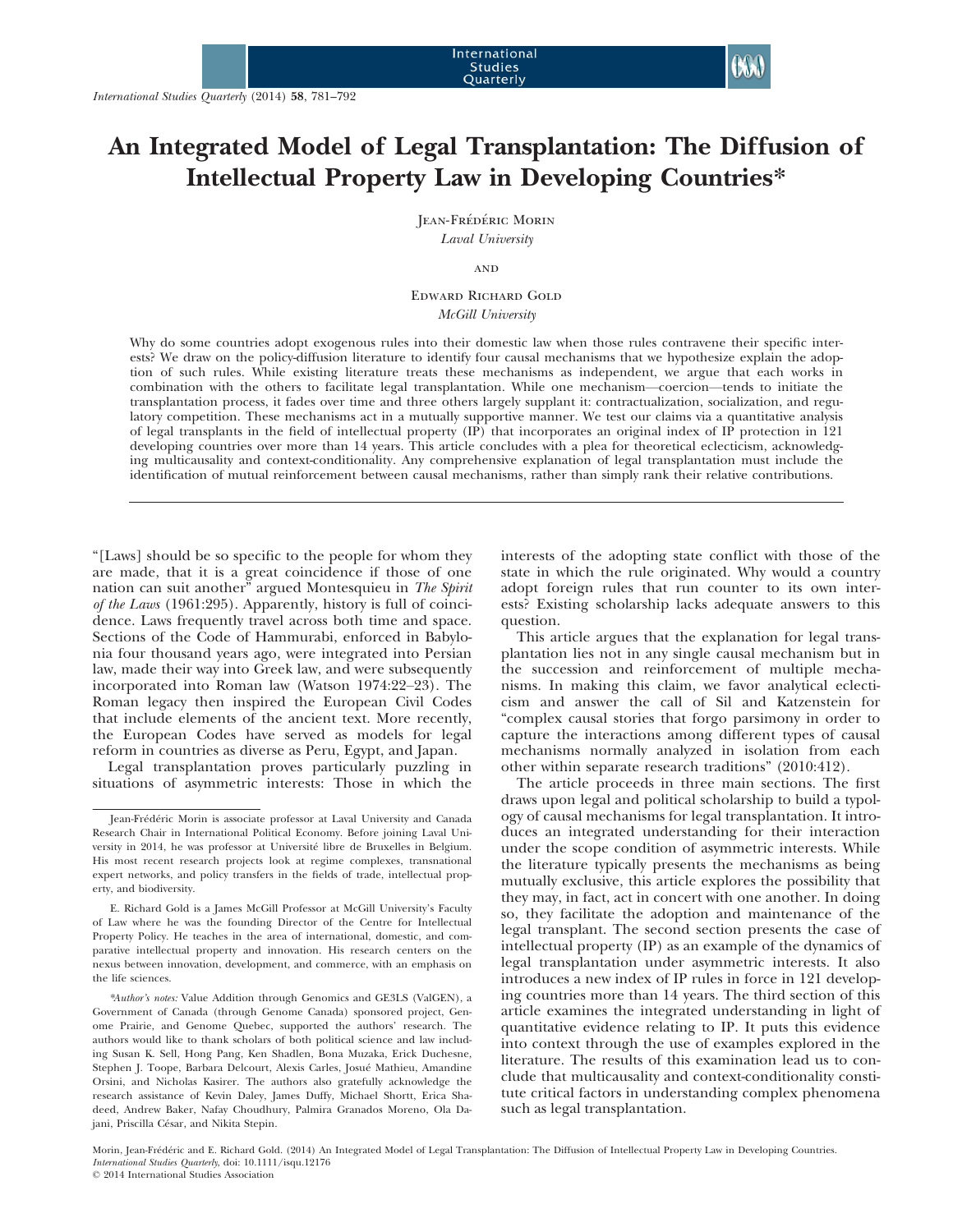# An Integrated Model of Legal Transplantation: The Diffusion of Intellectual Property Law in Developing Countries*

Jean-Frédéric Morin
*Laval University*

and

Edward Richard Gold
*McGill University*

Why do some countries adopt exogenous rules into their domestic law when those rules contravene their specific interests? We draw on the policy-diffusion literature to identify four causal mechanisms that we hypothesize explain the adoption of such rules. While existing literature treats these mechanisms as independent, we argue that each works in combination with the others to facilitate legal transplantation. While one mechanism—coercion—tends to initiate the transplantation process, it fades over time and three others largely supplant it: contractualization, socialization, and regulatory competition. These mechanisms act in a mutually supportive manner. We test our claims via a quantitative analysis of legal transplants in the field of intellectual property (IP) that incorporates an original index of IP protection in 121 developing countries over more than 14 years. This article concludes with a plea for theoretical eclecticism, acknowledging multicausality and context-conditionality. Any comprehensive explanation of legal transplantation must include the identification of mutual reinforcement between causal mechanisms, rather than simply rank their relative contributions.

---

"[Laws] should be so specific to the people for whom they are made, that it is a great coincidence if those of one nation can suit another" argued Montesquieu in *The Spirit of the Laws* (1961:295). Apparently, history is full of coincidence. Laws frequently travel across both time and space. Sections of the Code of Hammurabi, enforced in Babylonia four thousand years ago, were integrated into Persian law, made their way into Greek law, and were subsequently incorporated into Roman law (Watson 1974:22–23). The Roman legacy then inspired the European Civil Codes that include elements of the ancient text. More recently, the European Codes have served as models for legal reform in countries as diverse as Peru, Egypt, and Japan.

Legal transplantation proves particularly puzzling in situations of asymmetric interests: Those in which the interests of the adopting state conflict with those of the state in which the rule originated. Why would a country adopt foreign rules that run counter to its own interests? Existing scholarship lacks adequate answers to this question.

This article argues that the explanation for legal transplantation lies not in any single causal mechanism but in the succession and reinforcement of multiple mechanisms. In making this claim, we favor analytical eclecticism and answer the call of Sil and Katzenstein for "complex causal stories that forgo parsimony in order to capture the interactions among different types of causal mechanisms normally analyzed in isolation from each other within separate research traditions" (2010:412).

The article proceeds in three main sections. The first draws upon legal and political scholarship to build a typology of causal mechanisms for legal transplantation. It introduces an integrated understanding for their interaction under the scope condition of asymmetric interests. While the literature typically presents the mechanisms as being mutually exclusive, this article explores the possibility that they may, in fact, act in concert with one another. In doing so, they facilitate the adoption and maintenance of the legal transplant. The second section presents the case of intellectual property (IP) as an example of the dynamics of legal transplantation under asymmetric interests. It also introduces a new index of IP rules in force in 121 developing countries more than 14 years. The third section of this article examines the integrated understanding in light of quantitative evidence relating to IP. It puts this evidence into context through the use of examples explored in the literature. The results of this examination lead us to conclude that multicausality and context-conditionality constitute critical factors in understanding complex phenomena such as legal transplantation.

---

Jean-Frédéric Morin is associate professor at Laval University and Canada Research Chair in International Political Economy. Before joining Laval University in 2014, he was professor at Université libre de Bruxelles in Belgium. His most recent research projects look at regime complexes, transnational expert networks, and policy transfers in the fields of trade, intellectual property, and biodiversity.

E. Richard Gold is a James McGill Professor at McGill University's Faculty of Law where he was the founding Director of the Centre for Intellectual Property Policy. He teaches in the area of international, domestic, and comparative intellectual property and innovation. His research centers on the nexus between innovation, development, and commerce, with an emphasis on the life sciences.

**Author's notes:* Value Addition through Genomics and GE3LS (ValGEN), a Government of Canada (through Genome Canada) sponsored project, Genome Prairie, and Genome Quebec, supported the authors' research. The authors would like to thank scholars of both political science and law including Susan K. Sell, Hong Pang, Ken Shadlen, Bona Muzaka, Erick Duchesne, Stephen J. Toope, Barbara Delcourt, Alexis Carles, Josué Mathieu, Amandine Orsini, and Nicholas Kasirer. The authors also gratefully acknowledge the research assistance of Kevin Daley, James Duffy, Michael Shortt, Erica Shadeed, Andrew Baker, Nafay Choudhury, Palmira Granados Moreno, Ola Dajani, Priscilla César, and Nikita Stepin.

Morin, Jean-Frédéric and E. Richard Gold. (2014) An Integrated Model of Legal Transplantation: The Diffusion of Intellectual Property Law in Developing Countries. *International Studies Quarterly*, doi: 10.1111/isqu.12176
© 2014 International Studies Association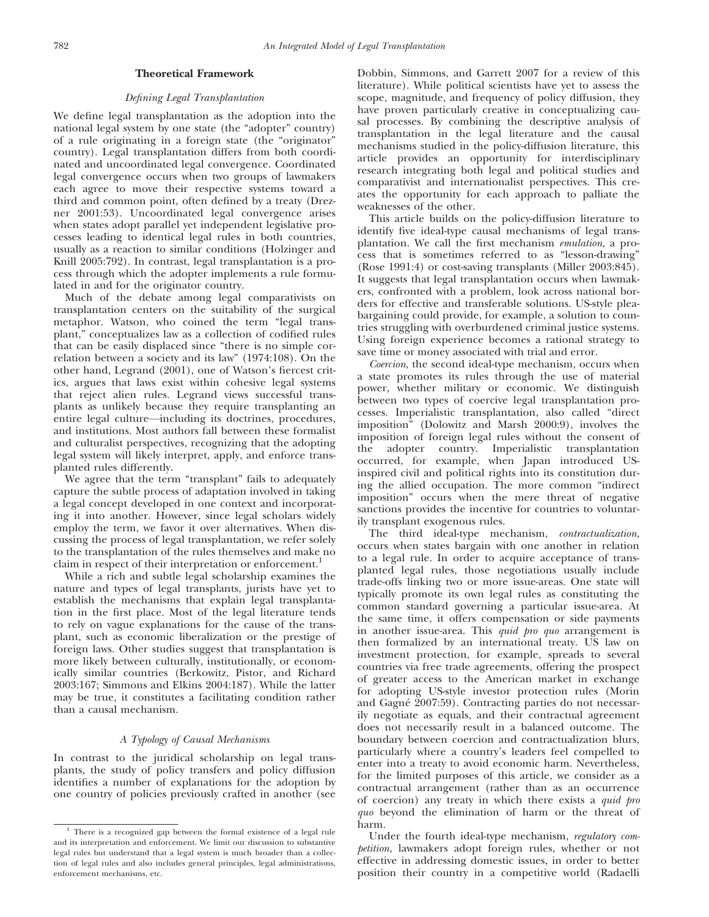## Theoretical Framework

### *Defining Legal Transplantation*

We define legal transplantation as the adoption into the national legal system by one state (the "adopter" country) of a rule originating in a foreign state (the "originator" country). Legal transplantation differs from both coordinated and uncoordinated legal convergence. Coordinated legal convergence occurs when two groups of lawmakers each agree to move their respective systems toward a third and common point, often defined by a treaty (Drezner 2001:53). Uncoordinated legal convergence arises when states adopt parallel yet independent legislative processes leading to identical legal rules in both countries, usually as a reaction to similar conditions (Holzinger and Knill 2005:792). In contrast, legal transplantation is a process through which the adopter implements a rule formulated in and for the originator country.

Much of the debate among legal comparativists on transplantation centers on the suitability of the surgical metaphor. Watson, who coined the term "legal transplant," conceptualizes law as a collection of codified rules that can be easily displaced since "there is no simple correlation between a society and its law" (1974:108). On the other hand, Legrand (2001), one of Watson's fiercest critics, argues that laws exist within cohesive legal systems that reject alien rules. Legrand views successful transplants as unlikely because they require transplanting an entire legal culture—including its doctrines, procedures, and institutions. Most authors fall between these formalist and culturalist perspectives, recognizing that the adopting legal system will likely interpret, apply, and enforce transplanted rules differently.

We agree that the term "transplant" fails to adequately capture the subtle process of adaptation involved in taking a legal concept developed in one context and incorporating it into another. However, since legal scholars widely employ the term, we favor it over alternatives. When discussing the process of legal transplantation, we refer solely to the transplantation of the rules themselves and make no claim in respect of their interpretation or enforcement.[1]

While a rich and subtle legal scholarship examines the nature and types of legal transplants, jurists have yet to establish the mechanisms that explain legal transplantation in the first place. Most of the legal literature tends to rely on vague explanations for the cause of the transplant, such as economic liberalization or the prestige of foreign laws. Other studies suggest that transplantation is more likely between culturally, institutionally, or economically similar countries (Berkowitz, Pistor, and Richard 2003:167; Simmons and Elkins 2004:187). While the latter may be true, it constitutes a facilitating condition rather than a causal mechanism.

### *A Typology of Causal Mechanisms*

In contrast to the juridical scholarship on legal transplants, the study of policy transfers and policy diffusion identifies a number of explanations for the adoption by one country of policies previously crafted in another (see Dobbin, Simmons, and Garrett 2007 for a review of this literature). While political scientists have yet to assess the scope, magnitude, and frequency of policy diffusion, they have proven particularly creative in conceptualizing causal processes. By combining the descriptive analysis of transplantation in the legal literature and the causal mechanisms studied in the policy-diffusion literature, this article provides an opportunity for interdisciplinary research integrating both legal and political studies and comparativist and internationalist perspectives. This creates the opportunity for each approach to palliate the weaknesses of the other.

This article builds on the policy-diffusion literature to identify five ideal-type causal mechanisms of legal transplantation. We call the first mechanism *emulation*, a process that is sometimes referred to as "lesson-drawing" (Rose 1991:4) or cost-saving transplants (Miller 2003:845). It suggests that legal transplantation occurs when lawmakers, confronted with a problem, look across national borders for effective and transferable solutions. US-style plea-bargaining could provide, for example, a solution to countries struggling with overburdened criminal justice systems. Using foreign experience becomes a rational strategy to save time or money associated with trial and error.

*Coercion*, the second ideal-type mechanism, occurs when a state promotes its rules through the use of material power, whether military or economic. We distinguish between two types of coercive legal transplantation processes. Imperialistic transplantation, also called "direct imposition" (Dolowitz and Marsh 2000:9), involves the imposition of foreign legal rules without the consent of the adopter country. Imperialistic transplantation occurred, for example, when Japan introduced US-inspired civil and political rights into its constitution during the allied occupation. The more common "indirect imposition" occurs when the mere threat of negative sanctions provides the incentive for countries to voluntarily transplant exogenous rules.

The third ideal-type mechanism, *contractualization*, occurs when states bargain with one another in relation to a legal rule. In order to acquire acceptance of transplanted legal rules, those negotiations usually include trade-offs linking two or more issue-areas. One state will typically promote its own legal rules as constituting the common standard governing a particular issue-area. At the same time, it offers compensation or side payments in another issue-area. This *quid pro quo* arrangement is then formalized by an international treaty. US law on investment protection, for example, spreads to several countries via free trade agreements, offering the prospect of greater access to the American market in exchange for adopting US-style investor protection rules (Morin and Gagné 2007:59). Contracting parties do not necessarily negotiate as equals, and their contractual agreement does not necessarily result in a balanced outcome. The boundary between coercion and contractualization blurs, particularly where a country's leaders feel compelled to enter into a treaty to avoid economic harm. Nevertheless, for the limited purposes of this article, we consider as a contractual arrangement (rather than as an occurrence of coercion) any treaty in which there exists a *quid pro quo* beyond the elimination of harm or the threat of harm.

Under the fourth ideal-type mechanism, *regulatory competition*, lawmakers adopt foreign rules, whether or not effective in addressing domestic issues, in order to better position their country in a competitive world (Radaelli

[1] There is a recognized gap between the formal existence of a legal rule and its interpretation and enforcement. We limit our discussion to substantive legal rules but understand that a legal system is much broader than a collection of legal rules and also includes general principles, legal administrations, enforcement mechanisms, etc.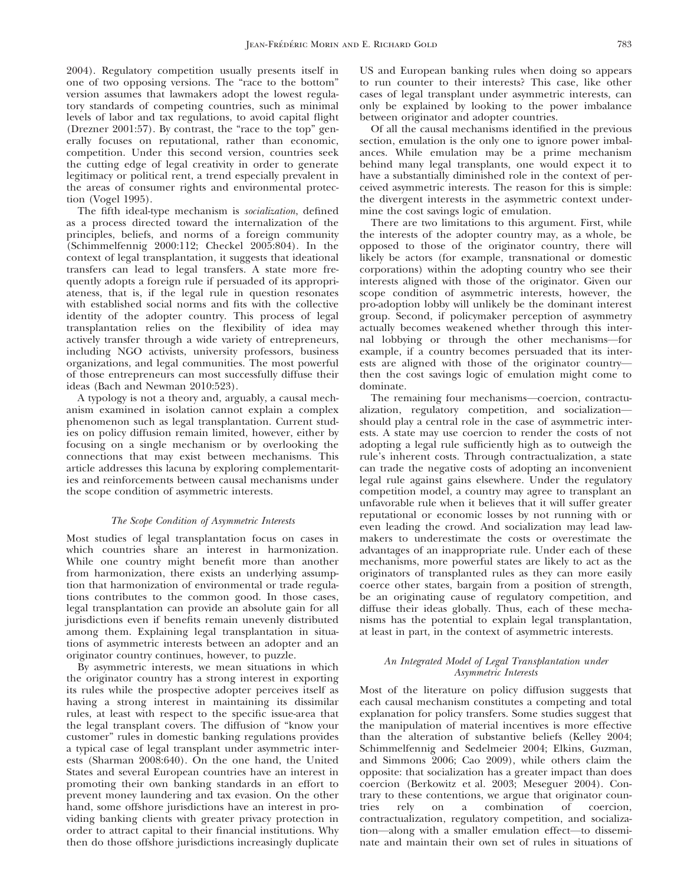2004). Regulatory competition usually presents itself in one of two opposing versions. The "race to the bottom" version assumes that lawmakers adopt the lowest regulatory standards of competing countries, such as minimal levels of labor and tax regulations, to avoid capital flight (Drezner 2001:57). By contrast, the "race to the top" generally focuses on reputational, rather than economic, competition. Under this second version, countries seek the cutting edge of legal creativity in order to generate legitimacy or political rent, a trend especially prevalent in the areas of consumer rights and environmental protection (Vogel 1995).

The fifth ideal-type mechanism is *socialization*, defined as a process directed toward the internalization of the principles, beliefs, and norms of a foreign community (Schimmelfennig 2000:112; Checkel 2005:804). In the context of legal transplantation, it suggests that ideational transfers can lead to legal transfers. A state more frequently adopts a foreign rule if persuaded of its appropriateness, that is, if the legal rule in question resonates with established social norms and fits with the collective identity of the adopter country. This process of legal transplantation relies on the flexibility of idea may actively transfer through a wide variety of entrepreneurs, including NGO activists, university professors, business organizations, and legal communities. The most powerful of those entrepreneurs can most successfully diffuse their ideas (Bach and Newman 2010:523).

A typology is not a theory and, arguably, a causal mechanism examined in isolation cannot explain a complex phenomenon such as legal transplantation. Current studies on policy diffusion remain limited, however, either by focusing on a single mechanism or by overlooking the connections that may exist between mechanisms. This article addresses this lacuna by exploring complementarities and reinforcements between causal mechanisms under the scope condition of asymmetric interests.

### *The Scope Condition of Asymmetric Interests*

Most studies of legal transplantation focus on cases in which countries share an interest in harmonization. While one country might benefit more than another from harmonization, there exists an underlying assumption that harmonization of environmental or trade regulations contributes to the common good. In those cases, legal transplantation can provide an absolute gain for all jurisdictions even if benefits remain unevenly distributed among them. Explaining legal transplantation in situations of asymmetric interests between an adopter and an originator country continues, however, to puzzle.

By asymmetric interests, we mean situations in which the originator country has a strong interest in exporting its rules while the prospective adopter perceives itself as having a strong interest in maintaining its dissimilar rules, at least with respect to the specific issue-area that the legal transplant covers. The diffusion of "know your customer" rules in domestic banking regulations provides a typical case of legal transplant under asymmetric interests (Sharman 2008:640). On the one hand, the United States and several European countries have an interest in promoting their own banking standards in an effort to prevent money laundering and tax evasion. On the other hand, some offshore jurisdictions have an interest in providing banking clients with greater privacy protection in order to attract capital to their financial institutions. Why then do those offshore jurisdictions increasingly duplicate US and European banking rules when doing so appears to run counter to their interests? This case, like other cases of legal transplant under asymmetric interests, can only be explained by looking to the power imbalance between originator and adopter countries.

Of all the causal mechanisms identified in the previous section, emulation is the only one to ignore power imbalances. While emulation may be a prime mechanism behind many legal transplants, one would expect it to have a substantially diminished role in the context of perceived asymmetric interests. The reason for this is simple: the divergent interests in the asymmetric context undermine the cost savings logic of emulation.

There are two limitations to this argument. First, while the interests of the adopter country may, as a whole, be opposed to those of the originator country, there will likely be actors (for example, transnational or domestic corporations) within the adopting country who see their interests aligned with those of the originator. Given our scope condition of asymmetric interests, however, the pro-adoption lobby will unlikely be the dominant interest group. Second, if policymaker perception of asymmetry actually becomes weakened whether through this internal lobbying or through the other mechanisms—for example, if a country becomes persuaded that its interests are aligned with those of the originator country—then the cost savings logic of emulation might come to dominate.

The remaining four mechanisms—coercion, contractualization, regulatory competition, and socialization—should play a central role in the case of asymmetric interests. A state may use coercion to render the costs of not adopting a legal rule sufficiently high as to outweigh the rule's inherent costs. Through contractualization, a state can trade the negative costs of adopting an inconvenient legal rule against gains elsewhere. Under the regulatory competition model, a country may agree to transplant an unfavorable rule when it believes that it will suffer greater reputational or economic losses by not running with or even leading the crowd. And socialization may lead lawmakers to underestimate the costs or overestimate the advantages of an inappropriate rule. Under each of these mechanisms, more powerful states are likely to act as the originators of transplanted rules as they can more easily coerce other states, bargain from a position of strength, be an originating cause of regulatory competition, and diffuse their ideas globally. Thus, each of these mechanisms has the potential to explain legal transplantation, at least in part, in the context of asymmetric interests.

### *An Integrated Model of Legal Transplantation under Asymmetric Interests*

Most of the literature on policy diffusion suggests that each causal mechanism constitutes a competing and total explanation for policy transfers. Some studies suggest that the manipulation of material incentives is more effective than the alteration of substantive beliefs (Kelley 2004; Schimmelfennig and Sedelmeier 2004; Elkins, Guzman, and Simmons 2006; Cao 2009), while others claim the opposite: that socialization has a greater impact than does coercion (Berkowitz et al. 2003; Meseguer 2004). Contrary to these contentions, we argue that originator countries rely on a combination of coercion, contractualization, regulatory competition, and socialization—along with a smaller emulation effect—to disseminate and maintain their own set of rules in situations of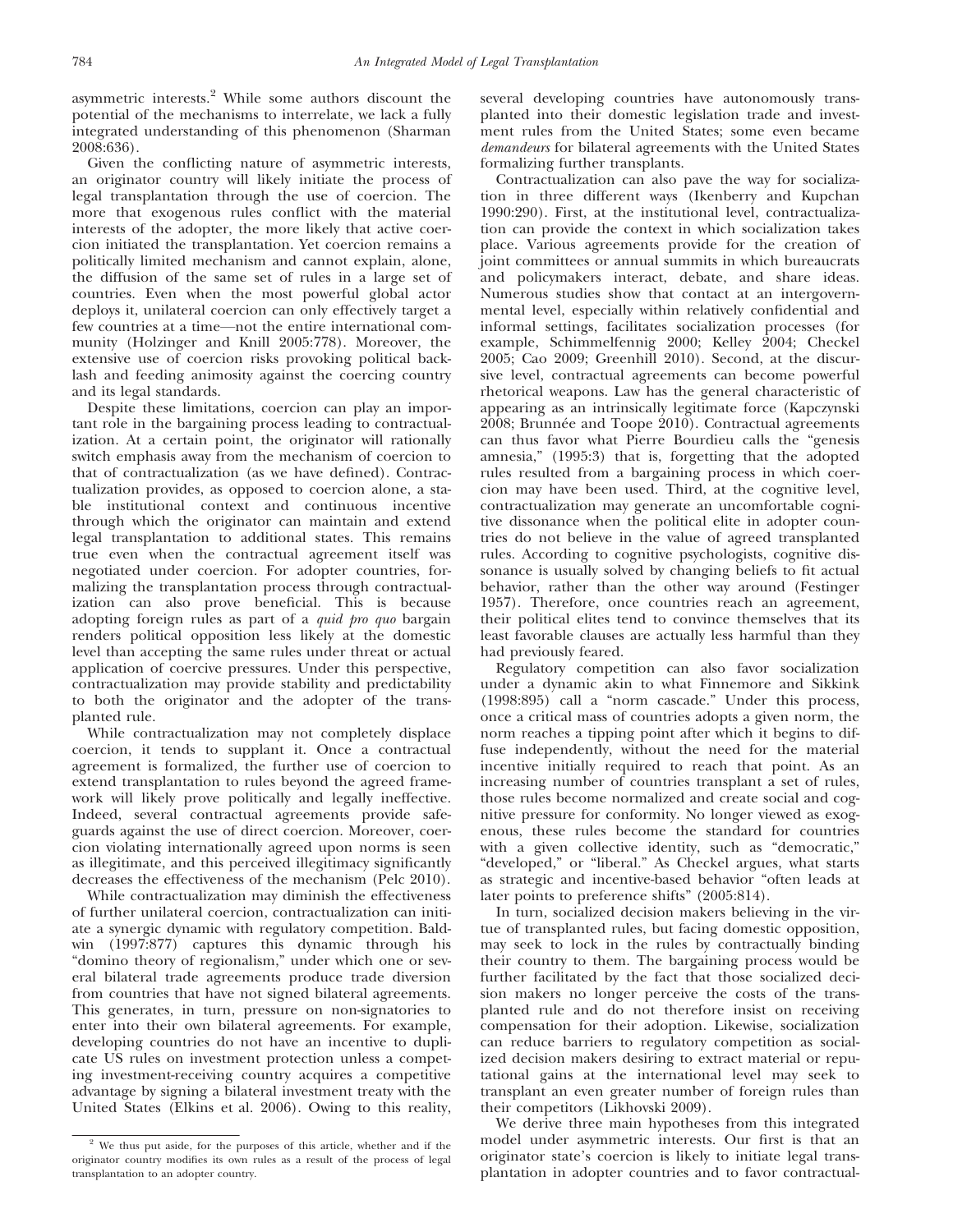asymmetric interests.[2] While some authors discount the potential of the mechanisms to interrelate, we lack a fully integrated understanding of this phenomenon (Sharman 2008:636).

Given the conflicting nature of asymmetric interests, an originator country will likely initiate the process of legal transplantation through the use of coercion. The more that exogenous rules conflict with the material interests of the adopter, the more likely that active coercion initiated the transplantation. Yet coercion remains a politically limited mechanism and cannot explain, alone, the diffusion of the same set of rules in a large set of countries. Even when the most powerful global actor deploys it, unilateral coercion can only effectively target a few countries at a time—not the entire international community (Holzinger and Knill 2005:778). Moreover, the extensive use of coercion risks provoking political backlash and feeding animosity against the coercing country and its legal standards.

Despite these limitations, coercion can play an important role in the bargaining process leading to contractualization. At a certain point, the originator will rationally switch emphasis away from the mechanism of coercion to that of contractualization (as we have defined). Contractualization provides, as opposed to coercion alone, a stable institutional context and continuous incentive through which the originator can maintain and extend legal transplantation to additional states. This remains true even when the contractual agreement itself was negotiated under coercion. For adopter countries, formalizing the transplantation process through contractualization can also prove beneficial. This is because adopting foreign rules as part of a *quid pro quo* bargain renders political opposition less likely at the domestic level than accepting the same rules under threat or actual application of coercive pressures. Under this perspective, contractualization may provide stability and predictability to both the originator and the adopter of the transplanted rule.

While contractualization may not completely displace coercion, it tends to supplant it. Once a contractual agreement is formalized, the further use of coercion to extend transplantation to rules beyond the agreed framework will likely prove politically and legally ineffective. Indeed, several contractual agreements provide safeguards against the use of direct coercion. Moreover, coercion violating internationally agreed upon norms is seen as illegitimate, and this perceived illegitimacy significantly decreases the effectiveness of the mechanism (Pelc 2010).

While contractualization may diminish the effectiveness of further unilateral coercion, contractualization can initiate a synergic dynamic with regulatory competition. Baldwin (1997:877) captures this dynamic through his "domino theory of regionalism," under which one or several bilateral trade agreements produce trade diversion from countries that have not signed bilateral agreements. This generates, in turn, pressure on non-signatories to enter into their own bilateral agreements. For example, developing countries do not have an incentive to duplicate US rules on investment protection unless a competing investment-receiving country acquires a competitive advantage by signing a bilateral investment treaty with the United States (Elkins et al. 2006). Owing to this reality, several developing countries have autonomously transplanted into their domestic legislation trade and investment rules from the United States; some even became *demandeurs* for bilateral agreements with the United States formalizing further transplants.

Contractualization can also pave the way for socialization in three different ways (Ikenberry and Kupchan 1990:290). First, at the institutional level, contractualization can provide the context in which socialization takes place. Various agreements provide for the creation of joint committees or annual summits in which bureaucrats and policymakers interact, debate, and share ideas. Numerous studies show that contact at an intergovernmental level, especially within relatively confidential and informal settings, facilitates socialization processes (for example, Schimmelfennig 2000; Kelley 2004; Checkel 2005; Cao 2009; Greenhill 2010). Second, at the discursive level, contractual agreements can become powerful rhetorical weapons. Law has the general characteristic of appearing as an intrinsically legitimate force (Kapczynski 2008; Brunnée and Toope 2010). Contractual agreements can thus favor what Pierre Bourdieu calls the "genesis amnesia," (1995:3) that is, forgetting that the adopted rules resulted from a bargaining process in which coercion may have been used. Third, at the cognitive level, contractualization may generate an uncomfortable cognitive dissonance when the political elite in adopter countries do not believe in the value of agreed transplanted rules. According to cognitive psychologists, cognitive dissonance is usually solved by changing beliefs to fit actual behavior, rather than the other way around (Festinger 1957). Therefore, once countries reach an agreement, their political elites tend to convince themselves that its least favorable clauses are actually less harmful than they had previously feared.

Regulatory competition can also favor socialization under a dynamic akin to what Finnemore and Sikkink (1998:895) call a "norm cascade." Under this process, once a critical mass of countries adopts a given norm, the norm reaches a tipping point after which it begins to diffuse independently, without the need for the material incentive initially required to reach that point. As an increasing number of countries transplant a set of rules, those rules become normalized and create social and cognitive pressure for conformity. No longer viewed as exogenous, these rules become the standard for countries with a given collective identity, such as "democratic," "developed," or "liberal." As Checkel argues, what starts as strategic and incentive-based behavior "often leads at later points to preference shifts" (2005:814).

In turn, socialized decision makers believing in the virtue of transplanted rules, but facing domestic opposition, may seek to lock in the rules by contractually binding their country to them. The bargaining process would be further facilitated by the fact that those socialized decision makers no longer perceive the costs of the transplanted rule and do not therefore insist on receiving compensation for their adoption. Likewise, socialization can reduce barriers to regulatory competition as socialized decision makers desiring to extract material or reputational gains at the international level may seek to transplant an even greater number of foreign rules than their competitors (Likhovski 2009).

We derive three main hypotheses from this integrated model under asymmetric interests. Our first is that an originator state's coercion is likely to initiate legal transplantation in adopter countries and to favor contractual-

[2] We thus put aside, for the purposes of this article, whether and if the originator country modifies its own rules as a result of the process of legal transplantation to an adopter country.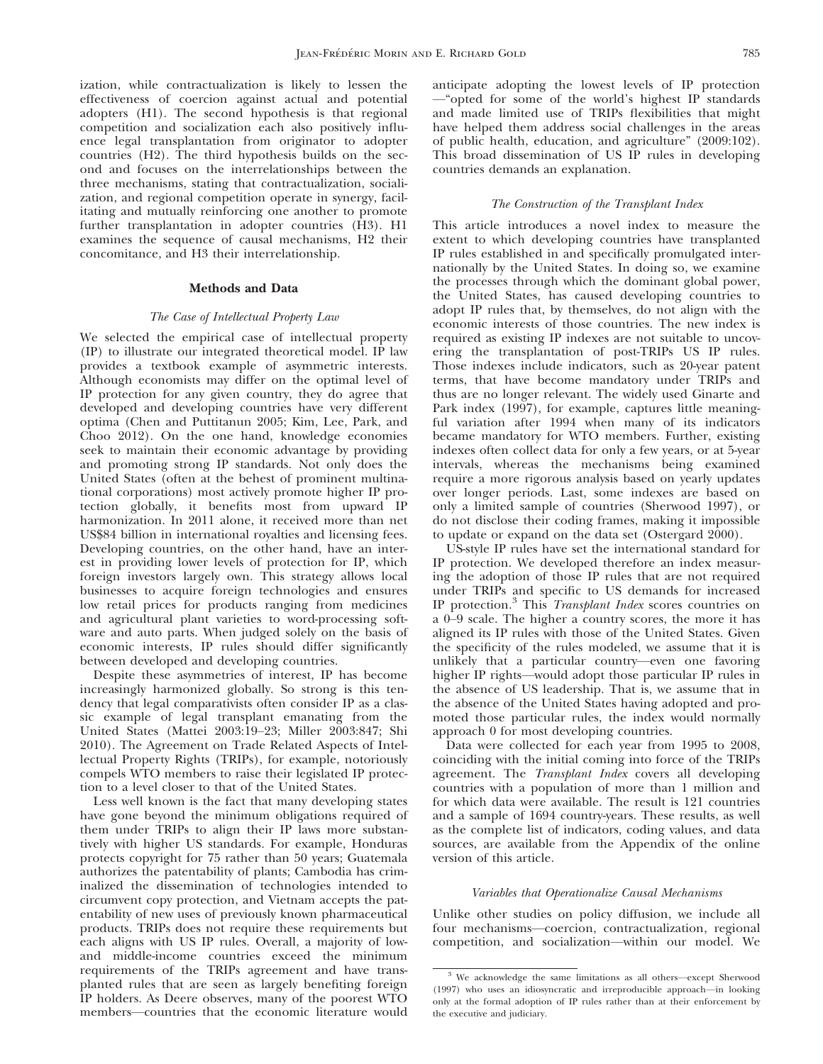ization, while contractualization is likely to lessen the effectiveness of coercion against actual and potential adopters (H1). The second hypothesis is that regional competition and socialization each also positively influence legal transplantation from originator to adopter countries (H2). The third hypothesis builds on the second and focuses on the interrelationships between the three mechanisms, stating that contractualization, socialization, and regional competition operate in synergy, facilitating and mutually reinforcing one another to promote further transplantation in adopter countries (H3). H1 examines the sequence of causal mechanisms, H2 their concomitance, and H3 their interrelationship.

## Methods and Data

### The Case of Intellectual Property Law

We selected the empirical case of intellectual property (IP) to illustrate our integrated theoretical model. IP law provides a textbook example of asymmetric interests. Although economists may differ on the optimal level of IP protection for any given country, they do agree that developed and developing countries have very different optima (Chen and Puttitanun 2005; Kim, Lee, Park, and Choo 2012). On the one hand, knowledge economies seek to maintain their economic advantage by providing and promoting strong IP standards. Not only does the United States (often at the behest of prominent multinational corporations) most actively promote higher IP protection globally, it benefits most from upward IP harmonization. In 2011 alone, it received more than net US$84 billion in international royalties and licensing fees. Developing countries, on the other hand, have an interest in providing lower levels of protection for IP, which foreign investors largely own. This strategy allows local businesses to acquire foreign technologies and ensures low retail prices for products ranging from medicines and agricultural plant varieties to word-processing software and auto parts. When judged solely on the basis of economic interests, IP rules should differ significantly between developed and developing countries.

Despite these asymmetries of interest, IP has become increasingly harmonized globally. So strong is this tendency that legal comparativists often consider IP as a classic example of legal transplant emanating from the United States (Mattei 2003:19–23; Miller 2003:847; Shi 2010). The Agreement on Trade Related Aspects of Intellectual Property Rights (TRIPs), for example, notoriously compels WTO members to raise their legislated IP protection to a level closer to that of the United States.

Less well known is the fact that many developing states have gone beyond the minimum obligations required of them under TRIPs to align their IP laws more substantively with higher US standards. For example, Honduras protects copyright for 75 rather than 50 years; Guatemala authorizes the patentability of plants; Cambodia has criminalized the dissemination of technologies intended to circumvent copy protection, and Vietnam accepts the patentability of new uses of previously known pharmaceutical products. TRIPs does not require these requirements but each aligns with US IP rules. Overall, a majority of low- and middle-income countries exceed the minimum requirements of the TRIPs agreement and have transplanted rules that are seen as largely benefiting foreign IP holders. As Deere observes, many of the poorest WTO members—countries that the economic literature would anticipate adopting the lowest levels of IP protection—"opted for some of the world's highest IP standards and made limited use of TRIPs flexibilities that might have helped them address social challenges in the areas of public health, education, and agriculture" (2009:102). This broad dissemination of US IP rules in developing countries demands an explanation.

### The Construction of the Transplant Index

This article introduces a novel index to measure the extent to which developing countries have transplanted IP rules established in and specifically promulgated internationally by the United States. In doing so, we examine the processes through which the dominant global power, the United States, has caused developing countries to adopt IP rules that, by themselves, do not align with the economic interests of those countries. The new index is required as existing IP indexes are not suitable to uncovering the transplantation of post-TRIPs US IP rules. Those indexes include indicators, such as 20-year patent terms, that have become mandatory under TRIPs and thus are no longer relevant. The widely used Ginarte and Park index (1997), for example, captures little meaningful variation after 1994 when many of its indicators became mandatory for WTO members. Further, existing indexes often collect data for only a few years, or at 5-year intervals, whereas the mechanisms being examined require a more rigorous analysis based on yearly updates over longer periods. Last, some indexes are based on only a limited sample of countries (Sherwood 1997), or do not disclose their coding frames, making it impossible to update or expand on the data set (Ostergard 2000).

US-style IP rules have set the international standard for IP protection. We developed therefore an index measuring the adoption of those IP rules that are not required under TRIPs and specific to US demands for increased IP protection.[3] This *Transplant Index* scores countries on a 0–9 scale. The higher a country scores, the more it has aligned its IP rules with those of the United States. Given the specificity of the rules modeled, we assume that it is unlikely that a particular country—even one favoring higher IP rights—would adopt those particular IP rules in the absence of US leadership. That is, we assume that in the absence of the United States having adopted and promoted those particular rules, the index would normally approach 0 for most developing countries.

Data were collected for each year from 1995 to 2008, coinciding with the initial coming into force of the TRIPs agreement. The *Transplant Index* covers all developing countries with a population of more than 1 million and for which data were available. The result is 121 countries and a sample of 1694 country-years. These results, as well as the complete list of indicators, coding values, and data sources, are available from the Appendix of the online version of this article.

### Variables that Operationalize Causal Mechanisms

Unlike other studies on policy diffusion, we include all four mechanisms—coercion, contractualization, regional competition, and socialization—within our model. We

---

[3] We acknowledge the same limitations as all others—except Sherwood (1997) who uses an idiosyncratic and irreproducible approach—in looking only at the formal adoption of IP rules rather than at their enforcement by the executive and judiciary.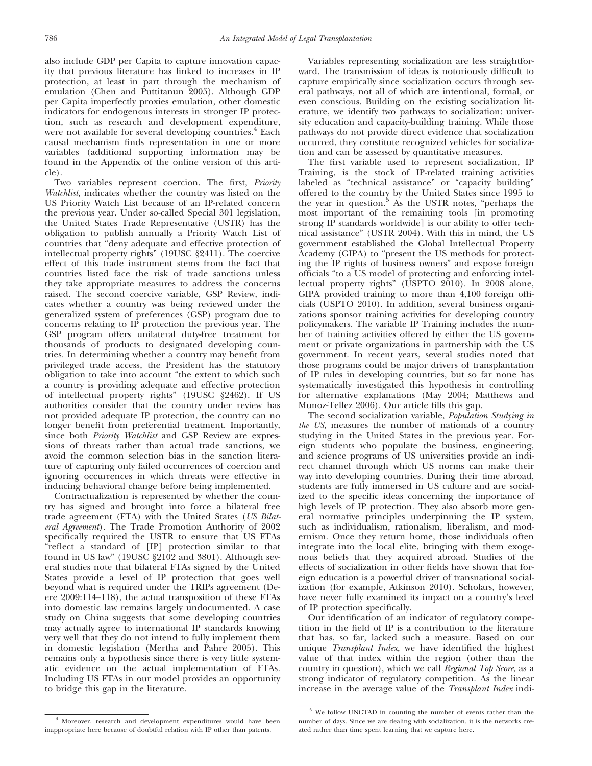also include GDP per Capita to capture innovation capacity that previous literature has linked to increases in IP protection, at least in part through the mechanism of emulation (Chen and Puttitanun 2005). Although GDP per Capita imperfectly proxies emulation, other domestic indicators for endogenous interests in stronger IP protection, such as research and development expenditure, were not available for several developing countries.[4] Each causal mechanism finds representation in one or more variables (additional supporting information may be found in the Appendix of the online version of this article).

Two variables represent coercion. The first, *Priority Watchlist*, indicates whether the country was listed on the US Priority Watch List because of an IP-related concern the previous year. Under so-called Special 301 legislation, the United States Trade Representative (USTR) has the obligation to publish annually a Priority Watch List of countries that "deny adequate and effective protection of intellectual property rights" (19USC §2411). The coercive effect of this trade instrument stems from the fact that countries listed face the risk of trade sanctions unless they take appropriate measures to address the concerns raised. The second coercive variable, GSP Review, indicates whether a country was being reviewed under the generalized system of preferences (GSP) program due to concerns relating to IP protection the previous year. The GSP program offers unilateral duty-free treatment for thousands of products to designated developing countries. In determining whether a country may benefit from privileged trade access, the President has the statutory obligation to take into account "the extent to which such a country is providing adequate and effective protection of intellectual property rights" (19USC §2462). If US authorities consider that the country under review has not provided adequate IP protection, the country can no longer benefit from preferential treatment. Importantly, since both *Priority Watchlist* and GSP Review are expressions of threats rather than actual trade sanctions, we avoid the common selection bias in the sanction literature of capturing only failed occurrences of coercion and ignoring occurrences in which threats were effective in inducing behavioral change before being implemented.

Contractualization is represented by whether the country has signed and brought into force a bilateral free trade agreement (FTA) with the United States (*US Bilateral Agreement*). The Trade Promotion Authority of 2002 specifically required the USTR to ensure that US FTAs "reflect a standard of [IP] protection similar to that found in US law" (19USC §2102 and 3801). Although several studies note that bilateral FTAs signed by the United States provide a level of IP protection that goes well beyond what is required under the TRIPs agreement (Deere 2009:114–118), the actual transposition of these FTAs into domestic law remains largely undocumented. A case study on China suggests that some developing countries may actually agree to international IP standards knowing very well that they do not intend to fully implement them in domestic legislation (Mertha and Pahre 2005). This remains only a hypothesis since there is very little systematic evidence on the actual implementation of FTAs. Including US FTAs in our model provides an opportunity to bridge this gap in the literature.

Variables representing socialization are less straightforward. The transmission of ideas is notoriously difficult to capture empirically since socialization occurs through several pathways, not all of which are intentional, formal, or even conscious. Building on the existing socialization literature, we identify two pathways to socialization: university education and capacity-building training. While those pathways do not provide direct evidence that socialization occurred, they constitute recognized vehicles for socialization and can be assessed by quantitative measures.

The first variable used to represent socialization, IP Training, is the stock of IP-related training activities labeled as "technical assistance" or "capacity building" offered to the country by the United States since 1995 to the year in question.[5] As the USTR notes, "perhaps the most important of the remaining tools [in promoting strong IP standards worldwide] is our ability to offer technical assistance" (USTR 2004). With this in mind, the US government established the Global Intellectual Property Academy (GIPA) to "present the US methods for protecting the IP rights of business owners" and expose foreign officials "to a US model of protecting and enforcing intellectual property rights" (USPTO 2010). In 2008 alone, GIPA provided training to more than 4,100 foreign officials (USPTO 2010). In addition, several business organizations sponsor training activities for developing country policymakers. The variable IP Training includes the number of training activities offered by either the US government or private organizations in partnership with the US government. In recent years, several studies noted that those programs could be major drivers of transplantation of IP rules in developing countries, but so far none has systematically investigated this hypothesis in controlling for alternative explanations (May 2004; Matthews and Munoz-Tellez 2006). Our article fills this gap.

The second socialization variable, *Population Studying in the US*, measures the number of nationals of a country studying in the United States in the previous year. Foreign students who populate the business, engineering, and science programs of US universities provide an indirect channel through which US norms can make their way into developing countries. During their time abroad, students are fully immersed in US culture and are socialized to the specific ideas concerning the importance of high levels of IP protection. They also absorb more general normative principles underpinning the IP system, such as individualism, rationalism, liberalism, and modernism. Once they return home, those individuals often integrate into the local elite, bringing with them exogenous beliefs that they acquired abroad. Studies of the effects of socialization in other fields have shown that foreign education is a powerful driver of transnational socialization (for example, Atkinson 2010). Scholars, however, have never fully examined its impact on a country's level of IP protection specifically.

Our identification of an indicator of regulatory competition in the field of IP is a contribution to the literature that has, so far, lacked such a measure. Based on our unique *Transplant Index*, we have identified the highest value of that index within the region (other than the country in question), which we call *Regional Top Score*, as a strong indicator of regulatory competition. As the linear increase in the average value of the *Transplant Index* indi-

[4] Moreover, research and development expenditures would have been inappropriate here because of doubtful relation with IP other than patents.

[5] We follow UNCTAD in counting the number of events rather than the number of days. Since we are dealing with socialization, it is the networks created rather than time spent learning that we capture here.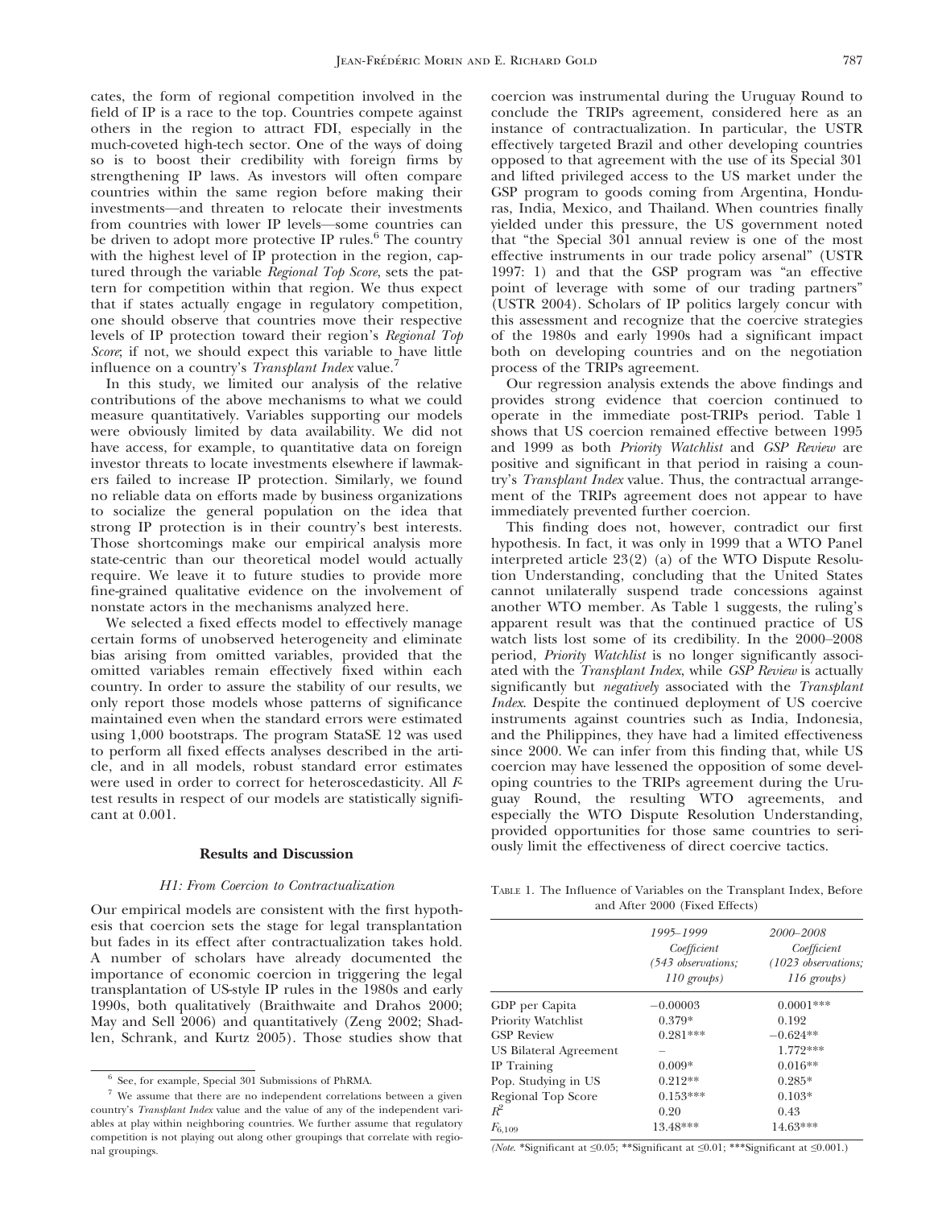cates, the form of regional competition involved in the field of IP is a race to the top. Countries compete against others in the region to attract FDI, especially in the much-coveted high-tech sector. One of the ways of doing so is to boost their credibility with foreign firms by strengthening IP laws. As investors will often compare countries within the same region before making their investments—and threaten to relocate their investments from countries with lower IP levels—some countries can be driven to adopt more protective IP rules.[6] The country with the highest level of IP protection in the region, captured through the variable *Regional Top Score*, sets the pattern for competition within that region. We thus expect that if states actually engage in regulatory competition, one should observe that countries move their respective levels of IP protection toward their region's *Regional Top Score*; if not, we should expect this variable to have little influence on a country's *Transplant Index* value.[7]

In this study, we limited our analysis of the relative contributions of the above mechanisms to what we could measure quantitatively. Variables supporting our models were obviously limited by data availability. We did not have access, for example, to quantitative data on foreign investor threats to locate investments elsewhere if lawmakers failed to increase IP protection. Similarly, we found no reliable data on efforts made by business organizations to socialize the general population on the idea that strong IP protection is in their country's best interests. Those shortcomings make our empirical analysis more state-centric than our theoretical model would actually require. We leave it to future studies to provide more fine-grained qualitative evidence on the involvement of nonstate actors in the mechanisms analyzed here.

We selected a fixed effects model to effectively manage certain forms of unobserved heterogeneity and eliminate bias arising from omitted variables, provided that the omitted variables remain effectively fixed within each country. In order to assure the stability of our results, we only report those models whose patterns of significance maintained even when the standard errors were estimated using 1,000 bootstraps. The program StataSE 12 was used to perform all fixed effects analyses described in the article, and in all models, robust standard error estimates were used in order to correct for heteroscedasticity. All *F*-test results in respect of our models are statistically significant at 0.001.

## Results and Discussion

### *H1: From Coercion to Contractualization*

Our empirical models are consistent with the first hypothesis that coercion sets the stage for legal transplantation but fades in its effect after contractualization takes hold. A number of scholars have already documented the importance of economic coercion in triggering the legal transplantation of US-style IP rules in the 1980s and early 1990s, both qualitatively (Braithwaite and Drahos 2000; May and Sell 2006) and quantitatively (Zeng 2002; Shadlen, Schrank, and Kurtz 2005). Those studies show that coercion was instrumental during the Uruguay Round to conclude the TRIPs agreement, considered here as an instance of contractualization. In particular, the USTR effectively targeted Brazil and other developing countries opposed to that agreement with the use of its Special 301 and lifted privileged access to the US market under the GSP program to goods coming from Argentina, Honduras, India, Mexico, and Thailand. When countries finally yielded under this pressure, the US government noted that "the Special 301 annual review is one of the most effective instruments in our trade policy arsenal" (USTR 1997: 1) and that the GSP program was "an effective point of leverage with some of our trading partners" (USTR 2004). Scholars of IP politics largely concur with this assessment and recognize that the coercive strategies of the 1980s and early 1990s had a significant impact both on developing countries and on the negotiation process of the TRIPs agreement.

Our regression analysis extends the above findings and provides strong evidence that coercion continued to operate in the immediate post-TRIPs period. Table 1 shows that US coercion remained effective between 1995 and 1999 as both *Priority Watchlist* and *GSP Review* are positive and significant in that period in raising a country's *Transplant Index* value. Thus, the contractual arrangement of the TRIPs agreement does not appear to have immediately prevented further coercion.

This finding does not, however, contradict our first hypothesis. In fact, it was only in 1999 that a WTO Panel interpreted article 23(2) (a) of the WTO Dispute Resolution Understanding, concluding that the United States cannot unilaterally suspend trade concessions against another WTO member. As Table 1 suggests, the ruling's apparent result was that the continued practice of US watch lists lost some of its credibility. In the 2000–2008 period, *Priority Watchlist* is no longer significantly associated with the *Transplant Index*, while *GSP Review* is actually significantly but *negatively* associated with the *Transplant Index*. Despite the continued deployment of US coercive instruments against countries such as India, Indonesia, and the Philippines, they have had a limited effectiveness since 2000. We can infer from this finding that, while US coercion may have lessened the opposition of some developing countries to the TRIPs agreement during the Uruguay Round, the resulting WTO agreements, and especially the WTO Dispute Resolution Understanding, provided opportunities for those same countries to seriously limit the effectiveness of direct coercive tactics.

TABLE 1. The Influence of Variables on the Transplant Index, Before and After 2000 (Fixed Effects)

| | *1995–1999 Coefficient (543 observations; 110 groups)* | *2000–2008 Coefficient (1023 observations; 116 groups)* |
|---|---|---|
| GDP per Capita | −0.00003 | 0.0001*** |
| Priority Watchlist | 0.379* | 0.192 |
| GSP Review | 0.281*** | −0.624** |
| US Bilateral Agreement | – | 1.772*** |
| IP Training | 0.009* | 0.016** |
| Pop. Studying in US | 0.212** | 0.285* |
| Regional Top Score | 0.153*** | 0.103* |
| $R^2$ | 0.20 | 0.43 |
| $F_{6,109}$ | 13.48*** | 14.63*** |

(*Note.* *Significant at ≤0.05; **Significant at ≤0.01; ***Significant at ≤0.001.)

[6] See, for example, Special 301 Submissions of PhRMA.

[7] We assume that there are no independent correlations between a given country's *Transplant Index* value and the value of any of the independent variables at play within neighboring countries. We further assume that regulatory competition is not playing out along other groupings that correlate with regional groupings.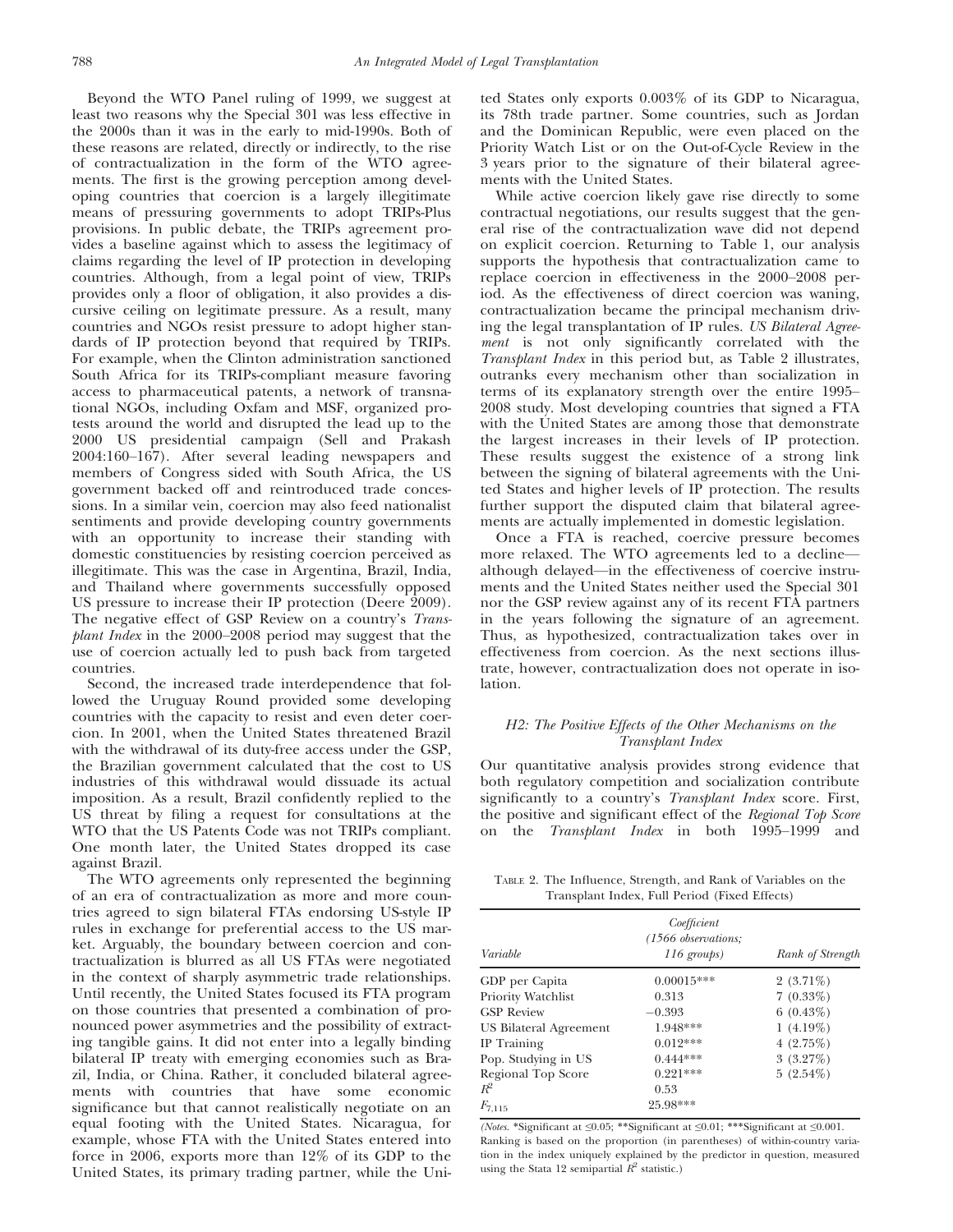Beyond the WTO Panel ruling of 1999, we suggest at least two reasons why the Special 301 was less effective in the 2000s than it was in the early to mid-1990s. Both of these reasons are related, directly or indirectly, to the rise of contractualization in the form of the WTO agreements. The first is the growing perception among developing countries that coercion is a largely illegitimate means of pressuring governments to adopt TRIPs-Plus provisions. In public debate, the TRIPs agreement provides a baseline against which to assess the legitimacy of claims regarding the level of IP protection in developing countries. Although, from a legal point of view, TRIPs provides only a floor of obligation, it also provides a discursive ceiling on legitimate pressure. As a result, many countries and NGOs resist pressure to adopt higher standards of IP protection beyond that required by TRIPs. For example, when the Clinton administration sanctioned South Africa for its TRIPs-compliant measure favoring access to pharmaceutical patents, a network of transnational NGOs, including Oxfam and MSF, organized protests around the world and disrupted the lead up to the 2000 US presidential campaign (Sell and Prakash 2004:160–167). After several leading newspapers and members of Congress sided with South Africa, the US government backed off and reintroduced trade concessions. In a similar vein, coercion may also feed nationalist sentiments and provide developing country governments with an opportunity to increase their standing with domestic constituencies by resisting coercion perceived as illegitimate. This was the case in Argentina, Brazil, India, and Thailand where governments successfully opposed US pressure to increase their IP protection (Deere 2009). The negative effect of GSP Review on a country's *Transplant Index* in the 2000–2008 period may suggest that the use of coercion actually led to push back from targeted countries.

Second, the increased trade interdependence that followed the Uruguay Round provided some developing countries with the capacity to resist and even deter coercion. In 2001, when the United States threatened Brazil with the withdrawal of its duty-free access under the GSP, the Brazilian government calculated that the cost to US industries of this withdrawal would dissuade its actual imposition. As a result, Brazil confidently replied to the US threat by filing a request for consultations at the WTO that the US Patents Code was not TRIPs compliant. One month later, the United States dropped its case against Brazil.

The WTO agreements only represented the beginning of an era of contractualization as more and more countries agreed to sign bilateral FTAs endorsing US-style IP rules in exchange for preferential access to the US market. Arguably, the boundary between coercion and contractualization is blurred as all US FTAs were negotiated in the context of sharply asymmetric trade relationships. Until recently, the United States focused its FTA program on those countries that presented a combination of pronounced power asymmetries and the possibility of extracting tangible gains. It did not enter into a legally binding bilateral IP treaty with emerging economies such as Brazil, India, or China. Rather, it concluded bilateral agreements with countries that have some economic significance but that cannot realistically negotiate on an equal footing with the United States. Nicaragua, for example, whose FTA with the United States entered into force in 2006, exports more than 12% of its GDP to the United States, its primary trading partner, while the United States only exports 0.003% of its GDP to Nicaragua, its 78th trade partner. Some countries, such as Jordan and the Dominican Republic, were even placed on the Priority Watch List or on the Out-of-Cycle Review in the 3 years prior to the signature of their bilateral agreements with the United States.

While active coercion likely gave rise directly to some contractual negotiations, our results suggest that the general rise of the contractualization wave did not depend on explicit coercion. Returning to Table 1, our analysis supports the hypothesis that contractualization came to replace coercion in effectiveness in the 2000–2008 period. As the effectiveness of direct coercion was waning, contractualization became the principal mechanism driving the legal transplantation of IP rules. *US Bilateral Agreement* is not only significantly correlated with the *Transplant Index* in this period but, as Table 2 illustrates, outranks every mechanism other than socialization in terms of its explanatory strength over the entire 1995–2008 study. Most developing countries that signed a FTA with the United States are among those that demonstrate the largest increases in their levels of IP protection. These results suggest the existence of a strong link between the signing of bilateral agreements with the United States and higher levels of IP protection. The results further support the disputed claim that bilateral agreements are actually implemented in domestic legislation.

Once a FTA is reached, coercive pressure becomes more relaxed. The WTO agreements led to a decline—although delayed—in the effectiveness of coercive instruments and the United States neither used the Special 301 nor the GSP review against any of its recent FTA partners in the years following the signature of an agreement. Thus, as hypothesized, contractualization takes over in effectiveness from coercion. As the next sections illustrate, however, contractualization does not operate in isolation.

### *H2: The Positive Effects of the Other Mechanisms on the Transplant Index*

Our quantitative analysis provides strong evidence that both regulatory competition and socialization contribute significantly to a country's *Transplant Index* score. First, the positive and significant effect of the *Regional Top Score* on the *Transplant Index* in both 1995–1999 and

TABLE 2. The Influence, Strength, and Rank of Variables on the Transplant Index, Full Period (Fixed Effects)

| Variable | Coefficient (1566 observations; 116 groups) | Rank of Strength |
|---|---|---|
| GDP per Capita | 0.00015*** | 2 (3.71%) |
| Priority Watchlist | 0.313 | 7 (0.33%) |
| GSP Review | −0.393 | 6 (0.43%) |
| US Bilateral Agreement | 1.948*** | 1 (4.19%) |
| IP Training | 0.012*** | 4 (2.75%) |
| Pop. Studying in US | 0.444*** | 3 (3.27%) |
| Regional Top Score | 0.221*** | 5 (2.54%) |
| $R^2$ | 0.53 | |
| $F_{7,115}$ | 25.98*** | |

(*Notes.* *Significant at ≤0.05; **Significant at ≤0.01; ***Significant at ≤0.001. Ranking is based on the proportion (in parentheses) of within-country variation in the index uniquely explained by the predictor in question, measured using the Stata 12 semipartial $R^2$ statistic.)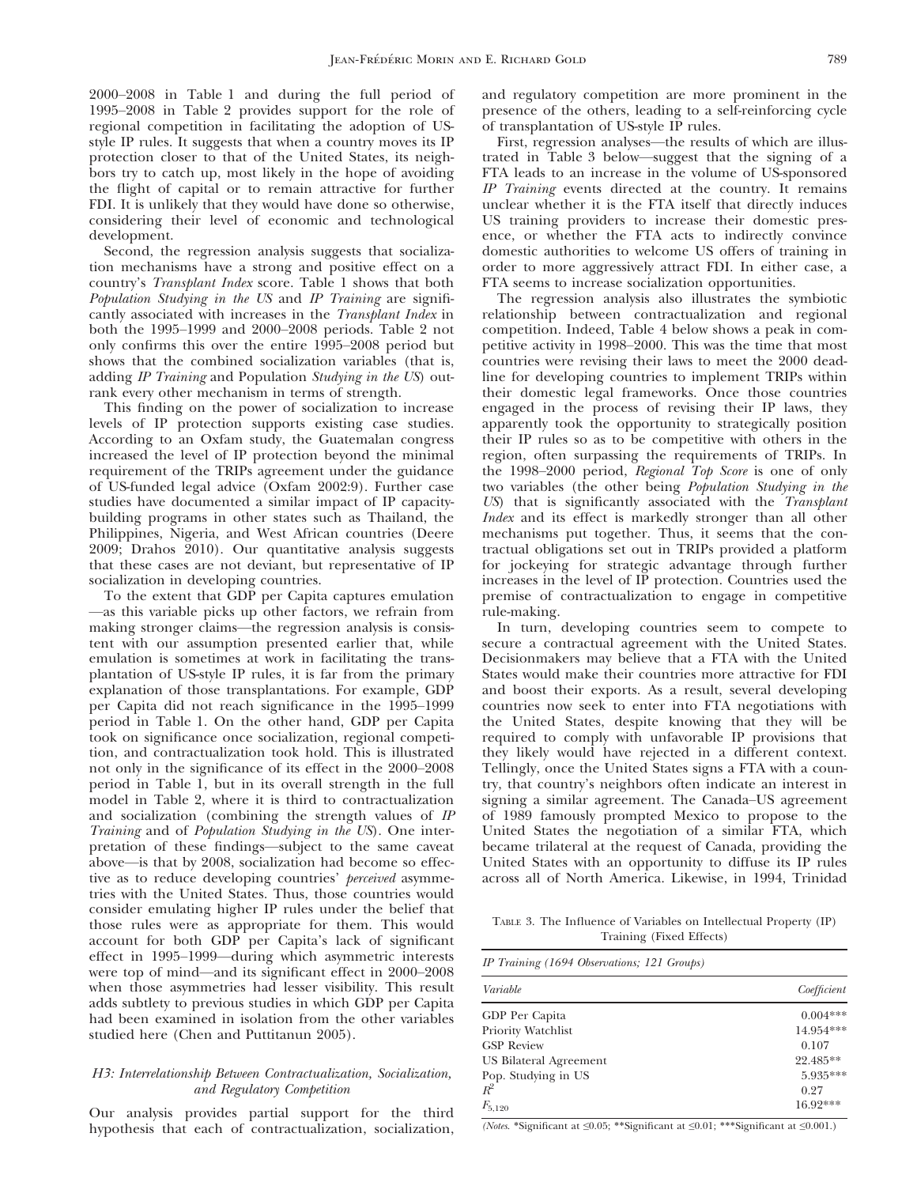2000–2008 in Table 1 and during the full period of 1995–2008 in Table 2 provides support for the role of regional competition in facilitating the adoption of US-style IP rules. It suggests that when a country moves its IP protection closer to that of the United States, its neighbors try to catch up, most likely in the hope of avoiding the flight of capital or to remain attractive for further FDI. It is unlikely that they would have done so otherwise, considering their level of economic and technological development.

Second, the regression analysis suggests that socialization mechanisms have a strong and positive effect on a country's *Transplant Index* score. Table 1 shows that both *Population Studying in the US* and *IP Training* are significantly associated with increases in the *Transplant Index* in both the 1995–1999 and 2000–2008 periods. Table 2 not only confirms this over the entire 1995–2008 period but shows that the combined socialization variables (that is, adding *IP Training* and Population *Studying in the US*) outrank every other mechanism in terms of strength.

This finding on the power of socialization to increase levels of IP protection supports existing case studies. According to an Oxfam study, the Guatemalan congress increased the level of IP protection beyond the minimal requirement of the TRIPs agreement under the guidance of US-funded legal advice (Oxfam 2002:9). Further case studies have documented a similar impact of IP capacity-building programs in other states such as Thailand, the Philippines, Nigeria, and West African countries (Deere 2009; Drahos 2010). Our quantitative analysis suggests that these cases are not deviant, but representative of IP socialization in developing countries.

To the extent that GDP per Capita captures emulation —as this variable picks up other factors, we refrain from making stronger claims—the regression analysis is consistent with our assumption presented earlier that, while emulation is sometimes at work in facilitating the transplantation of US-style IP rules, it is far from the primary explanation of those transplantations. For example, GDP per Capita did not reach significance in the 1995–1999 period in Table 1. On the other hand, GDP per Capita took on significance once socialization, regional competition, and contractualization took hold. This is illustrated not only in the significance of its effect in the 2000–2008 period in Table 1, but in its overall strength in the full model in Table 2, where it is third to contractualization and socialization (combining the strength values of *IP Training* and of *Population Studying in the US*). One interpretation of these findings—subject to the same caveat above—is that by 2008, socialization had become so effective as to reduce developing countries' *perceived* asymmetries with the United States. Thus, those countries would consider emulating higher IP rules under the belief that those rules were as appropriate for them. This would account for both GDP per Capita's lack of significant effect in 1995–1999—during which asymmetric interests were top of mind—and its significant effect in 2000–2008 when those asymmetries had lesser visibility. This result adds subtlety to previous studies in which GDP per Capita had been examined in isolation from the other variables studied here (Chen and Puttitanun 2005).

### *H3: Interrelationship Between Contractualization, Socialization, and Regulatory Competition*

Our analysis provides partial support for the third hypothesis that each of contractualization, socialization, and regulatory competition are more prominent in the presence of the others, leading to a self-reinforcing cycle of transplantation of US-style IP rules.

First, regression analyses—the results of which are illustrated in Table 3 below—suggest that the signing of a FTA leads to an increase in the volume of US-sponsored *IP Training* events directed at the country. It remains unclear whether it is the FTA itself that directly induces US training providers to increase their domestic presence, or whether the FTA acts to indirectly convince domestic authorities to welcome US offers of training in order to more aggressively attract FDI. In either case, a FTA seems to increase socialization opportunities.

The regression analysis also illustrates the symbiotic relationship between contractualization and regional competition. Indeed, Table 4 below shows a peak in competitive activity in 1998–2000. This was the time that most countries were revising their laws to meet the 2000 deadline for developing countries to implement TRIPs within their domestic legal frameworks. Once those countries engaged in the process of revising their IP laws, they apparently took the opportunity to strategically position their IP rules so as to be competitive with others in the region, often surpassing the requirements of TRIPs. In the 1998–2000 period, *Regional Top Score* is one of only two variables (the other being *Population Studying in the US*) that is significantly associated with the *Transplant Index* and its effect is markedly stronger than all other mechanisms put together. Thus, it seems that the contractual obligations set out in TRIPs provided a platform for jockeying for strategic advantage through further increases in the level of IP protection. Countries used the premise of contractualization to engage in competitive rule-making.

In turn, developing countries seem to compete to secure a contractual agreement with the United States. Decisionmakers may believe that a FTA with the United States would make their countries more attractive for FDI and boost their exports. As a result, several developing countries now seek to enter into FTA negotiations with the United States, despite knowing that they will be required to comply with unfavorable IP provisions that they likely would have rejected in a different context. Tellingly, once the United States signs a FTA with a country, that country's neighbors often indicate an interest in signing a similar agreement. The Canada–US agreement of 1989 famously prompted Mexico to propose to the United States the negotiation of a similar FTA, which became trilateral at the request of Canada, providing the United States with an opportunity to diffuse its IP rules across all of North America. Likewise, in 1994, Trinidad

TABLE 3. The Influence of Variables on Intellectual Property (IP) Training (Fixed Effects)

| *IP Training (1694 Observations; 121 Groups)* | |
|---|---|
| *Variable* | *Coefficient* |
| GDP Per Capita | 0.004*** |
| Priority Watchlist | 14.954*** |
| GSP Review | 0.107 |
| US Bilateral Agreement | 22.485** |
| Pop. Studying in US | 5.935*** |
| $R^2$ | 0.27 |
| $F_{5,120}$ | 16.92*** |

(*Notes.* *Significant at ≤0.05; **Significant at ≤0.01; ***Significant at ≤0.001.)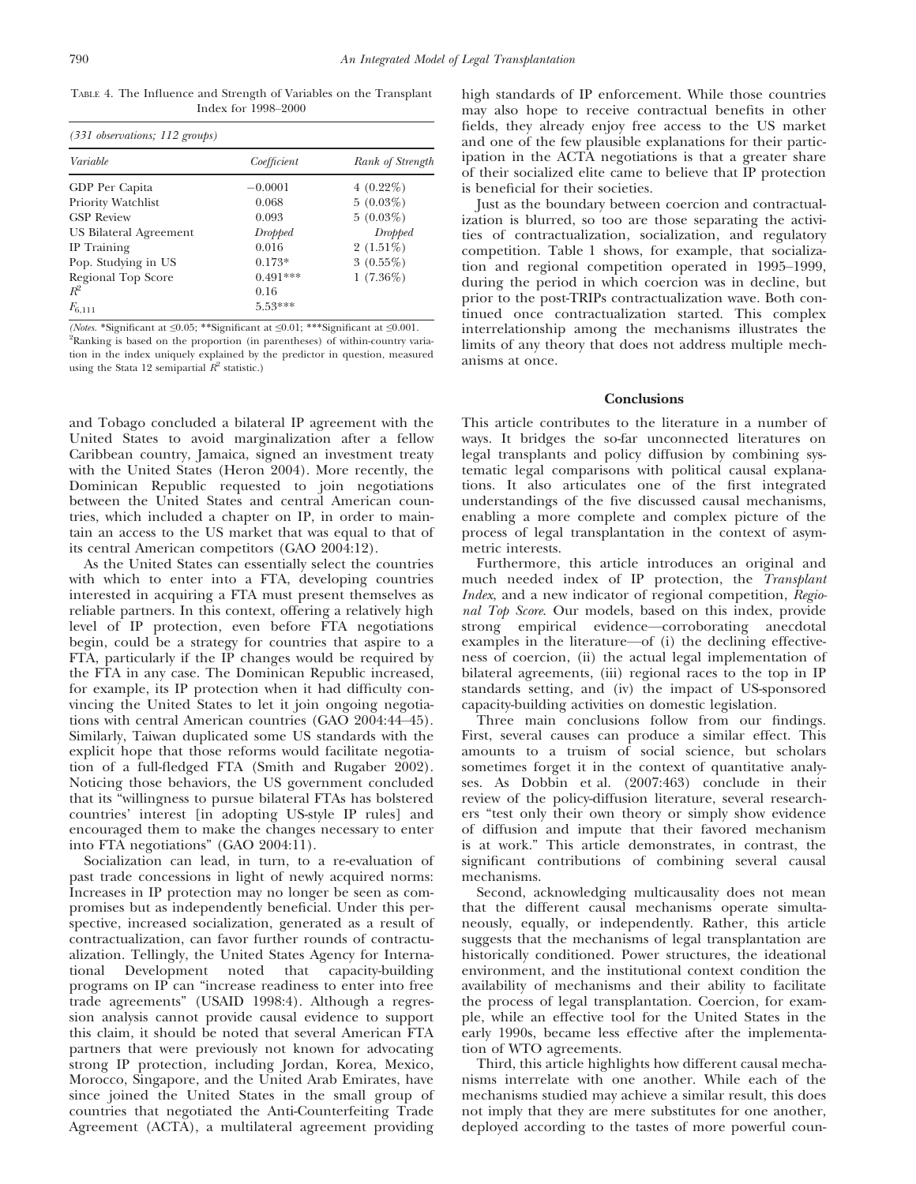TABLE 4. The Influence and Strength of Variables on the Transplant Index for 1998–2000

*(331 observations; 112 groups)*

| Variable | Coefficient | Rank of Strength |
|---|---|---|
| GDP Per Capita | −0.0001 | 4 (0.22%) |
| Priority Watchlist | 0.068 | 5 (0.03%) |
| GSP Review | 0.093 | 5 (0.03%) |
| US Bilateral Agreement | *Dropped* | *Dropped* |
| IP Training | 0.016 | 2 (1.51%) |
| Pop. Studying in US | 0.173* | 3 (0.55%) |
| Regional Top Score | 0.491*** | 1 (7.36%) |
| $R^2$ | 0.16 | |
| $F_{6,111}$ | 5.53*** | |

*(Notes.* *Significant at ≤0.05; **Significant at ≤0.01; ***Significant at ≤0.001.
[2]Ranking is based on the proportion (in parentheses) of within-country variation in the index uniquely explained by the predictor in question, measured using the Stata 12 semipartial $R^2$ statistic.)

and Tobago concluded a bilateral IP agreement with the United States to avoid marginalization after a fellow Caribbean country, Jamaica, signed an investment treaty with the United States (Heron 2004). More recently, the Dominican Republic requested to join negotiations between the United States and central American countries, which included a chapter on IP, in order to maintain an access to the US market that was equal to that of its central American competitors (GAO 2004:12).

As the United States can essentially select the countries with which to enter into a FTA, developing countries interested in acquiring a FTA must present themselves as reliable partners. In this context, offering a relatively high level of IP protection, even before FTA negotiations begin, could be a strategy for countries that aspire to a FTA, particularly if the IP changes would be required by the FTA in any case. The Dominican Republic increased, for example, its IP protection when it had difficulty convincing the United States to let it join ongoing negotiations with central American countries (GAO 2004:44–45). Similarly, Taiwan duplicated some US standards with the explicit hope that those reforms would facilitate negotiation of a full-fledged FTA (Smith and Rugaber 2002). Noticing those behaviors, the US government concluded that its "willingness to pursue bilateral FTAs has bolstered countries' interest [in adopting US-style IP rules] and encouraged them to make the changes necessary to enter into FTA negotiations" (GAO 2004:11).

Socialization can lead, in turn, to a re-evaluation of past trade concessions in light of newly acquired norms: Increases in IP protection may no longer be seen as compromises but as independently beneficial. Under this perspective, increased socialization, generated as a result of contractualization, can favor further rounds of contractualization. Tellingly, the United States Agency for International Development noted that capacity-building programs on IP can "increase readiness to enter into free trade agreements" (USAID 1998:4). Although a regression analysis cannot provide causal evidence to support this claim, it should be noted that several American FTA partners that were previously not known for advocating strong IP protection, including Jordan, Korea, Mexico, Morocco, Singapore, and the United Arab Emirates, have since joined the United States in the small group of countries that negotiated the Anti-Counterfeiting Trade Agreement (ACTA), a multilateral agreement providing high standards of IP enforcement. While those countries may also hope to receive contractual benefits in other fields, they already enjoy free access to the US market and one of the few plausible explanations for their participation in the ACTA negotiations is that a greater share of their socialized elite came to believe that IP protection is beneficial for their societies.

Just as the boundary between coercion and contractualization is blurred, so too are those separating the activities of contractualization, socialization, and regulatory competition. Table 1 shows, for example, that socialization and regional competition operated in 1995–1999, during the period in which coercion was in decline, but prior to the post-TRIPs contractualization wave. Both continued once contractualization started. This complex interrelationship among the mechanisms illustrates the limits of any theory that does not address multiple mechanisms at once.

## Conclusions

This article contributes to the literature in a number of ways. It bridges the so-far unconnected literatures on legal transplants and policy diffusion by combining systematic legal comparisons with political causal explanations. It also articulates one of the first integrated understandings of the five discussed causal mechanisms, enabling a more complete and complex picture of the process of legal transplantation in the context of asymmetric interests.

Furthermore, this article introduces an original and much needed index of IP protection, the *Transplant Index*, and a new indicator of regional competition, *Regional Top Score*. Our models, based on this index, provide strong empirical evidence—corroborating anecdotal examples in the literature—of (i) the declining effectiveness of coercion, (ii) the actual legal implementation of bilateral agreements, (iii) regional races to the top in IP standards setting, and (iv) the impact of US-sponsored capacity-building activities on domestic legislation.

Three main conclusions follow from our findings. First, several causes can produce a similar effect. This amounts to a truism of social science, but scholars sometimes forget it in the context of quantitative analyses. As Dobbin et al. (2007:463) conclude in their review of the policy-diffusion literature, several researchers "test only their own theory or simply show evidence of diffusion and impute that their favored mechanism is at work." This article demonstrates, in contrast, the significant contributions of combining several causal mechanisms.

Second, acknowledging multicausality does not mean that the different causal mechanisms operate simultaneously, equally, or independently. Rather, this article suggests that the mechanisms of legal transplantation are historically conditioned. Power structures, the ideational environment, and the institutional context condition the availability of mechanisms and their ability to facilitate the process of legal transplantation. Coercion, for example, while an effective tool for the United States in the early 1990s, became less effective after the implementation of WTO agreements.

Third, this article highlights how different causal mechanisms interrelate with one another. While each of the mechanisms studied may achieve a similar result, this does not imply that they are mere substitutes for one another, deployed according to the tastes of more powerful coun-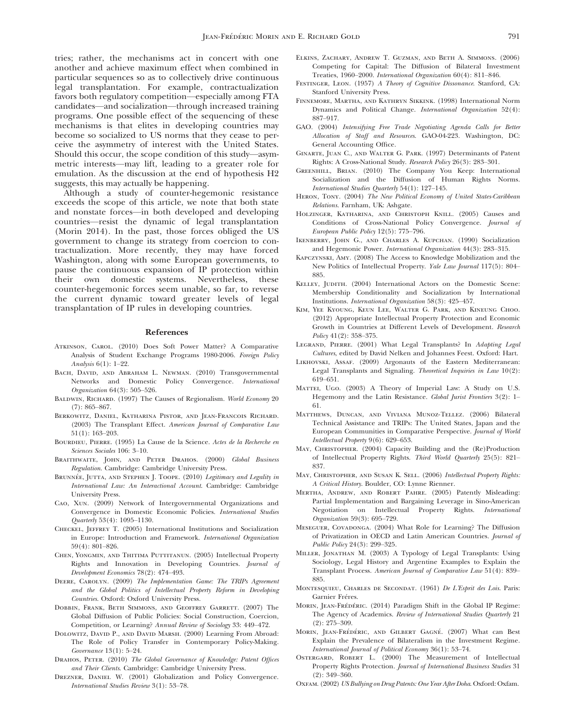tries; rather, the mechanisms act in concert with one another and achieve maximum effect when combined in particular sequences so as to collectively drive continuous legal transplantation. For example, contractualization favors both regulatory competition—especially among FTA candidates—and socialization—through increased training programs. One possible effect of the sequencing of these mechanisms is that elites in developing countries may become so socialized to US norms that they cease to perceive the asymmetry of interest with the United States. Should this occur, the scope condition of this study—asymmetric interests—may lift, leading to a greater role for emulation. As the discussion at the end of hypothesis H2 suggests, this may actually be happening.

Although a study of counter-hegemonic resistance exceeds the scope of this article, we note that both state and nonstate forces—in both developed and developing countries—resist the dynamic of legal transplantation (Morin 2014). In the past, those forces obliged the US government to change its strategy from coercion to contractualization. More recently, they may have forced Washington, along with some European governments, to pause the continuous expansion of IP protection within their own domestic systems. Nevertheless, these counter-hegemonic forces seem unable, so far, to reverse the current dynamic toward greater levels of legal transplantation of IP rules in developing countries.

## References

Atkinson, Carol. (2010) Does Soft Power Matter? A Comparative Analysis of Student Exchange Programs 1980-2006. *Foreign Policy Analysis* 6(1): 1–22.

Bach, David, and Abraham L. Newman. (2010) Transgovernmental Networks and Domestic Policy Convergence. *International Organization* 64(3): 505–526.

Baldwin, Richard. (1997) The Causes of Regionalism. *World Economy* 20 (7): 865–867.

Berkowitz, Daniel, Katharina Pistor, and Jean-Francois Richard. (2003) The Transplant Effect. *American Journal of Comparative Law* 51(1): 163–203.

Bourdieu, Pierre. (1995) La Cause de la Science. *Actes de la Recherche en Sciences Sociales* 106: 3–10.

Braithwaite, John, and Peter Drahos. (2000) *Global Business Regulation*. Cambridge: Cambridge University Press.

Brunnée, Jutta, and Stephen J. Toope. (2010) *Legitimacy and Legality in International Law: An Interactional Account*. Cambridge: Cambridge University Press.

Cao, Xun. (2009) Network of Intergovernmental Organizations and Convergence in Domestic Economic Policies. *International Studies Quarterly* 53(4): 1095–1130.

Checkel, Jeffrey T. (2005) International Institutions and Socialization in Europe: Introduction and Framework. *International Organization* 59(4): 801–826.

Chen, Yongmin, and Thitima Puttitanun. (2005) Intellectual Property Rights and Innovation in Developing Countries. *Journal of Development Economics* 78(2): 474–493.

Deere, Carolyn. (2009) *The Implementation Game: The TRIPs Agreement and the Global Politics of Intellectual Property Reform in Developing Countries*. Oxford: Oxford University Press.

Dobbin, Frank, Beth Simmons, and Geoffrey Garrett. (2007) The Global Diffusion of Public Policies: Social Construction, Coercion, Competition, or Learning? *Annual Review of Sociology* 33: 449–472.

Dolowitz, David P., and David Marsh. (2000) Learning From Abroad: The Role of Policy Transfer in Contemporary Policy-Making. *Governance* 13(1): 5–24.

Drahos, Peter. (2010) *The Global Governance of Knowledge: Patent Offices and Their Clients*. Cambridge: Cambridge University Press.

Drezner, Daniel W. (2001) Globalization and Policy Convergence. *International Studies Review* 3(1): 53–78.

Elkins, Zachary, Andrew T. Guzman, and Beth A. Simmons. (2006) Competing for Capital: The Diffusion of Bilateral Investment Treaties, 1960–2000. *International Organization* 60(4): 811–846.

Festinger, Leon. (1957) *A Theory of Cognitive Dissonance*. Stanford, CA: Stanford University Press.

Finnemore, Martha, and Kathryn Sikkink. (1998) International Norm Dynamics and Political Change. *International Organization* 52(4): 887–917.

GAO. (2004) *Intensifying Free Trade Negotiating Agenda Calls for Better Allocation of Staff and Resources*. GAO-04-223. Washington, DC: General Accounting Office.

Ginarte, Juan C., and Walter G. Park. (1997) Determinants of Patent Rights: A Cross-National Study. *Research Policy* 26(3): 283–301.

Greenhill, Brian. (2010) The Company You Keep: International Socialization and the Diffusion of Human Rights Norms. *International Studies Quarterly* 54(1): 127–145.

Heron, Tony. (2004) *The New Political Economy of United States-Caribbean Relations*. Farnham, UK: Ashgate.

Holzinger, Katharina, and Christoph Knill. (2005) Causes and Conditions of Cross-National Policy Convergence. *Journal of European Public Policy* 12(5): 775–796.

Ikenberry, John G., and Charles A. Kupchan. (1990) Socialization and Hegemonic Power. *International Organization* 44(3): 283–315.

Kapczynski, Amy. (2008) The Access to Knowledge Mobilization and the New Politics of Intellectual Property. *Yale Law Journal* 117(5): 804–885.

Kelley, Judith. (2004) International Actors on the Domestic Scene: Membership Conditionality and Socialization by International Institutions. *International Organization* 58(3): 425–457.

Kim, Yee Kyoung, Keun Lee, Walter G. Park, and Kineung Choo. (2012) Appropriate Intellectual Property Protection and Economic Growth in Countries at Different Levels of Development. *Research Policy* 41(2): 358–375.

Legrand, Pierre. (2001) What Legal Transplants? In *Adapting Legal Cultures*, edited by David Nelken and Johannes Feest. Oxford: Hart.

Likhovski, Assaf. (2009) Argonauts of the Eastern Mediterranean: Legal Transplants and Signaling. *Theoretical Inquiries in Law* 10(2): 619–651.

Mattei, Ugo. (2003) A Theory of Imperial Law: A Study on U.S. Hegemony and the Latin Resistance. *Global Jurist Frontiers* 3(2): 1–61.

Matthews, Duncan, and Viviana Munoz-Tellez. (2006) Bilateral Technical Assistance and TRIPs: The United States, Japan and the European Communities in Comparative Perspective. *Journal of World Intellectual Property* 9(6): 629–653.

May, Christopher. (2004) Capacity Building and the (Re)Production of Intellectual Property Rights. *Third World Quarterly* 25(5): 821–837.

May, Christopher, and Susan K. Sell. (2006) *Intellectual Property Rights: A Critical History*. Boulder, CO: Lynne Rienner.

Mertha, Andrew, and Robert Pahre. (2005) Patently Misleading: Partial Implementation and Bargaining Leverage in Sino-American Negotiation on Intellectual Property Rights. *International Organization* 59(3): 695–729.

Meseguer, Covadonga. (2004) What Role for Learning? The Diffusion of Privatization in OECD and Latin American Countries. *Journal of Public Policy* 24(3): 299–325.

Miller, Jonathan M. (2003) A Typology of Legal Transplants: Using Sociology, Legal History and Argentine Examples to Explain the Transplant Process. *American Journal of Comparative Law* 51(4): 839–885.

Montesquieu, Charles de Secondat. (1961) *De L'Esprit des Lois*. Paris: Garnier Fréres.

Morin, Jean-Frédéric. (2014) Paradigm Shift in the Global IP Regime: The Agency of Academics. *Review of International Studies Quarterly* 21 (2): 275–309.

Morin, Jean-Frédéric, and Gilbert Gagné. (2007) What can Best Explain the Prevalence of Bilateralism in the Investment Regime. *International Journal of Political Economy* 36(1): 53–74.

Ostergard, Robert L. (2000) The Measurement of Intellectual Property Rights Protection. *Journal of International Business Studies* 31 (2): 349–360.

Oxfam. (2002) *US Bullying on Drug Patents: One Year After Doha*. Oxford: Oxfam.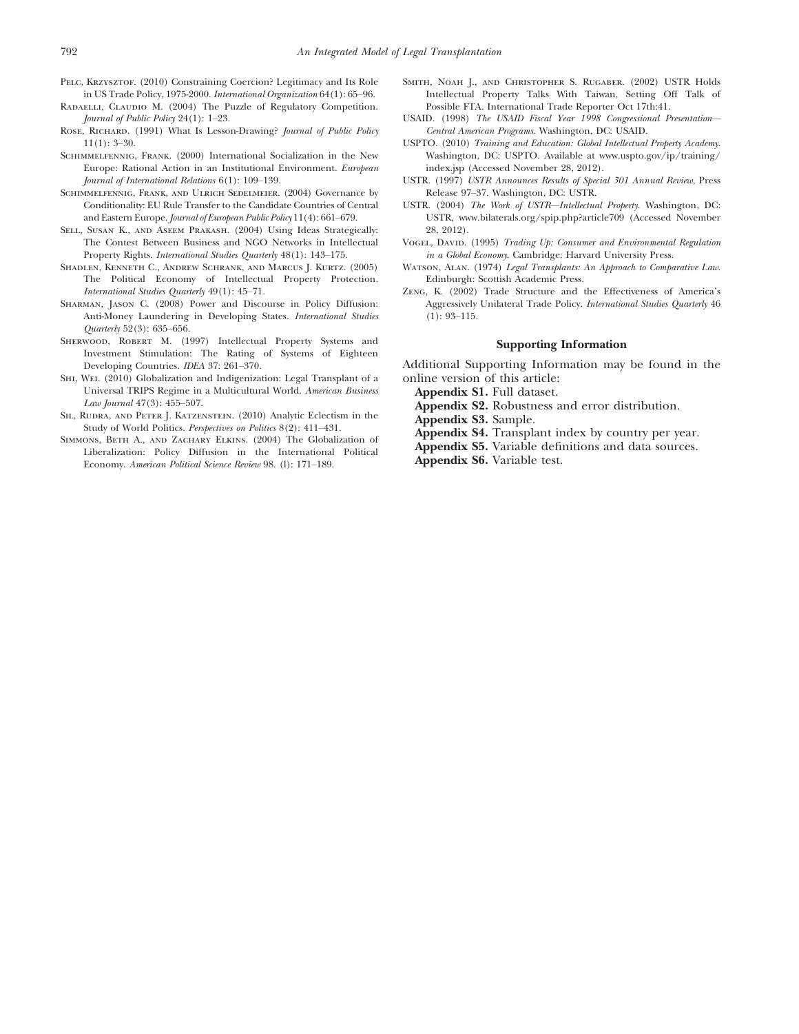Pelc, Krzysztof. (2010) Constraining Coercion? Legitimacy and Its Role in US Trade Policy, 1975-2000. *International Organization* 64(1): 65–96.

Radaelli, Claudio M. (2004) The Puzzle of Regulatory Competition. *Journal of Public Policy* 24(1): 1–23.

Rose, Richard. (1991) What Is Lesson-Drawing? *Journal of Public Policy* 11(1): 3–30.

Schimmelfennig, Frank. (2000) International Socialization in the New Europe: Rational Action in an Institutional Environment. *European Journal of International Relations* 6(1): 109–139.

Schimmelfennig, Frank, and Ulrich Sedelmeier. (2004) Governance by Conditionality: EU Rule Transfer to the Candidate Countries of Central and Eastern Europe. *Journal of European Public Policy* 11(4): 661–679.

Sell, Susan K., and Aseem Prakash. (2004) Using Ideas Strategically: The Contest Between Business and NGO Networks in Intellectual Property Rights. *International Studies Quarterly* 48(1): 143–175.

Shadlen, Kenneth C., Andrew Schrank, and Marcus J. Kurtz. (2005) The Political Economy of Intellectual Property Protection. *International Studies Quarterly* 49(1): 45–71.

Sharman, Jason C. (2008) Power and Discourse in Policy Diffusion: Anti-Money Laundering in Developing States. *International Studies Quarterly* 52(3): 635–656.

Sherwood, Robert M. (1997) Intellectual Property Systems and Investment Stimulation: The Rating of Systems of Eighteen Developing Countries. *IDEA* 37: 261–370.

Shi, Wei. (2010) Globalization and Indigenization: Legal Transplant of a Universal TRIPS Regime in a Multicultural World. *American Business Law Journal* 47(3): 455–507.

Sil, Rudra, and Peter J. Katzenstein. (2010) Analytic Eclecticism in the Study of World Politics. *Perspectives on Politics* 8(2): 411–431.

Simmons, Beth A., and Zachary Elkins. (2004) The Globalization of Liberalization: Policy Diffusion in the International Political Economy. *American Political Science Review* 98. (l): 171–189.

Smith, Noah J., and Christopher S. Rugaber. (2002) USTR Holds Intellectual Property Talks With Taiwan, Setting Off Talk of Possible FTA. International Trade Reporter Oct 17th:41.

USAID. (1998) *The USAID Fiscal Year 1998 Congressional Presentation—Central American Programs*. Washington, DC: USAID.

USPTO. (2010) *Training and Education: Global Intellectual Property Academy*. Washington, DC: USPTO. Available at www.uspto.gov/ip/training/index.jsp (Accessed November 28, 2012).

USTR. (1997) *USTR Announces Results of Special 301 Annual Review*, Press Release 97–37. Washington, DC: USTR.

USTR. (2004) *The Work of USTR—Intellectual Property*. Washington, DC: USTR, www.bilaterals.org/spip.php?article709 (Accessed November 28, 2012).

Vogel, David. (1995) *Trading Up: Consumer and Environmental Regulation in a Global Economy*. Cambridge: Harvard University Press.

Watson, Alan. (1974) *Legal Transplants: An Approach to Comparative Law*. Edinburgh: Scottish Academic Press.

Zeng, K. (2002) Trade Structure and the Effectiveness of America's Aggressively Unilateral Trade Policy. *International Studies Quarterly* 46 (1): 93–115.

### Supporting Information

Additional Supporting Information may be found in the online version of this article:

**Appendix S1.** Full dataset.

**Appendix S2.** Robustness and error distribution.

**Appendix S3.** Sample.

**Appendix S4.** Transplant index by country per year.

**Appendix S5.** Variable definitions and data sources.

**Appendix S6.** Variable test.